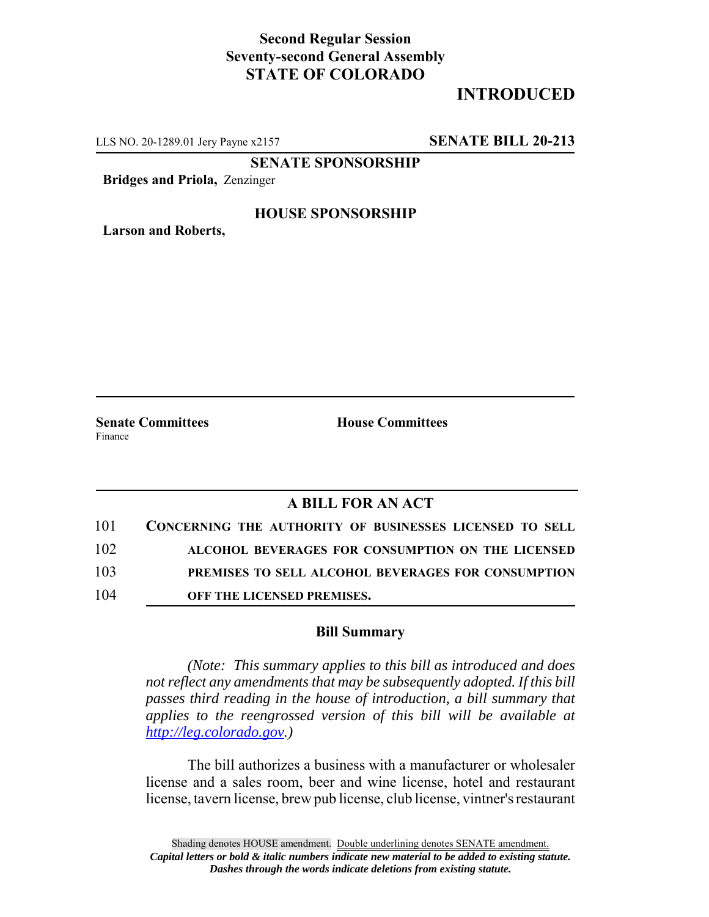**Second Regular Session**
**Seventy-second General Assembly**
**STATE OF COLORADO**

# INTRODUCED

LLS NO. 20-1289.01 Jery Payne x2157 **SENATE BILL 20-213**

**SENATE SPONSORSHIP**

**Bridges and Priola,** Zenzinger

**HOUSE SPONSORSHIP**

**Larson and Roberts,**

**Senate Committees**
Finance

**House Committees**

## A BILL FOR AN ACT

101 **CONCERNING THE AUTHORITY OF BUSINESSES LICENSED TO SELL**
102 **ALCOHOL BEVERAGES FOR CONSUMPTION ON THE LICENSED**
103 **PREMISES TO SELL ALCOHOL BEVERAGES FOR CONSUMPTION**
104 **OFF THE LICENSED PREMISES.**

### Bill Summary

*(Note: This summary applies to this bill as introduced and does not reflect any amendments that may be subsequently adopted. If this bill passes third reading in the house of introduction, a bill summary that applies to the reengrossed version of this bill will be available at http://leg.colorado.gov.)*

The bill authorizes a business with a manufacturer or wholesaler license and a sales room, beer and wine license, hotel and restaurant license, tavern license, brew pub license, club license, vintner's restaurant

Shading denotes HOUSE amendment. Double underlining denotes SENATE amendment.
*Capital letters or bold & italic numbers indicate new material to be added to existing statute.*
*Dashes through the words indicate deletions from existing statute.*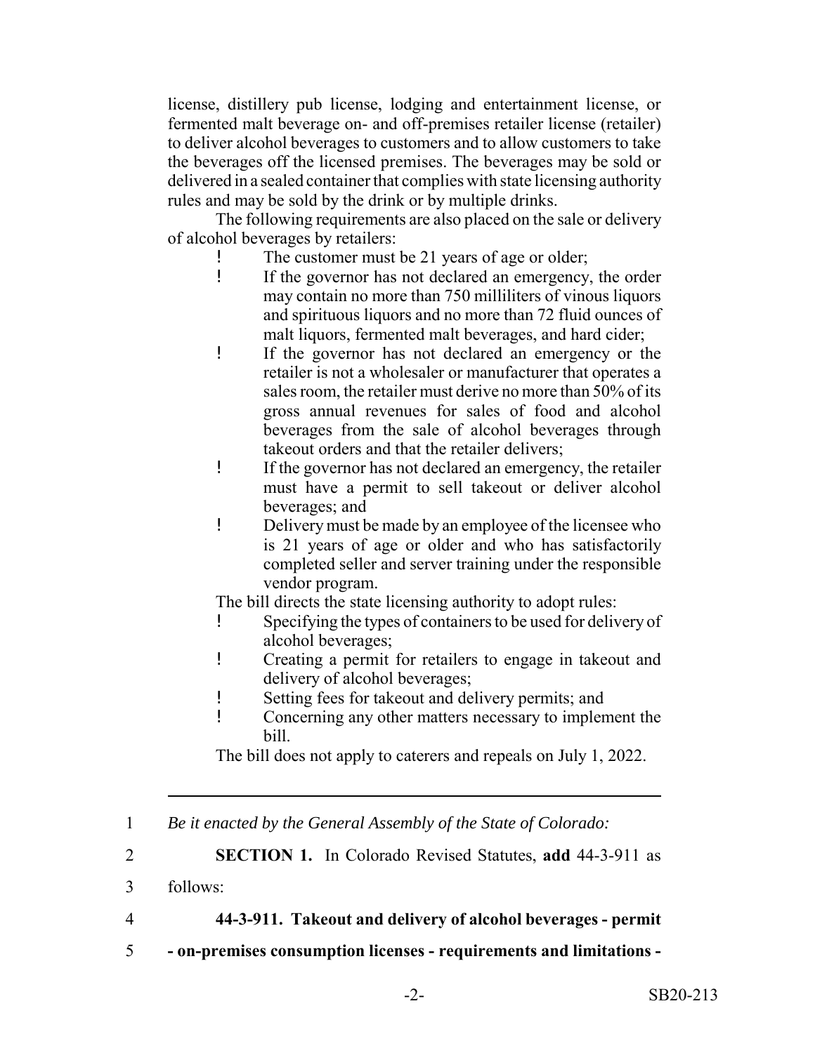license, distillery pub license, lodging and entertainment license, or fermented malt beverage on- and off-premises retailer license (retailer) to deliver alcohol beverages to customers and to allow customers to take the beverages off the licensed premises. The beverages may be sold or delivered in a sealed container that complies with state licensing authority rules and may be sold by the drink or by multiple drinks.

The following requirements are also placed on the sale or delivery of alcohol beverages by retailers:

- The customer must be 21 years of age or older;
- If the governor has not declared an emergency, the order may contain no more than 750 milliliters of vinous liquors and spirituous liquors and no more than 72 fluid ounces of malt liquors, fermented malt beverages, and hard cider;
- If the governor has not declared an emergency or the retailer is not a wholesaler or manufacturer that operates a sales room, the retailer must derive no more than 50% of its gross annual revenues for sales of food and alcohol beverages from the sale of alcohol beverages through takeout orders and that the retailer delivers;
- If the governor has not declared an emergency, the retailer must have a permit to sell takeout or deliver alcohol beverages; and
- Delivery must be made by an employee of the licensee who is 21 years of age or older and who has satisfactorily completed seller and server training under the responsible vendor program.

The bill directs the state licensing authority to adopt rules:

- Specifying the types of containers to be used for delivery of alcohol beverages;
- Creating a permit for retailers to engage in takeout and delivery of alcohol beverages;
- Setting fees for takeout and delivery permits; and
- Concerning any other matters necessary to implement the bill.

The bill does not apply to caterers and repeals on July 1, 2022.

---

1 *Be it enacted by the General Assembly of the State of Colorado:*

2 **SECTION 1.** In Colorado Revised Statutes, **add** 44-3-911 as

3 follows:

4 **44-3-911. Takeout and delivery of alcohol beverages - permit**

5 **- on-premises consumption licenses - requirements and limitations -**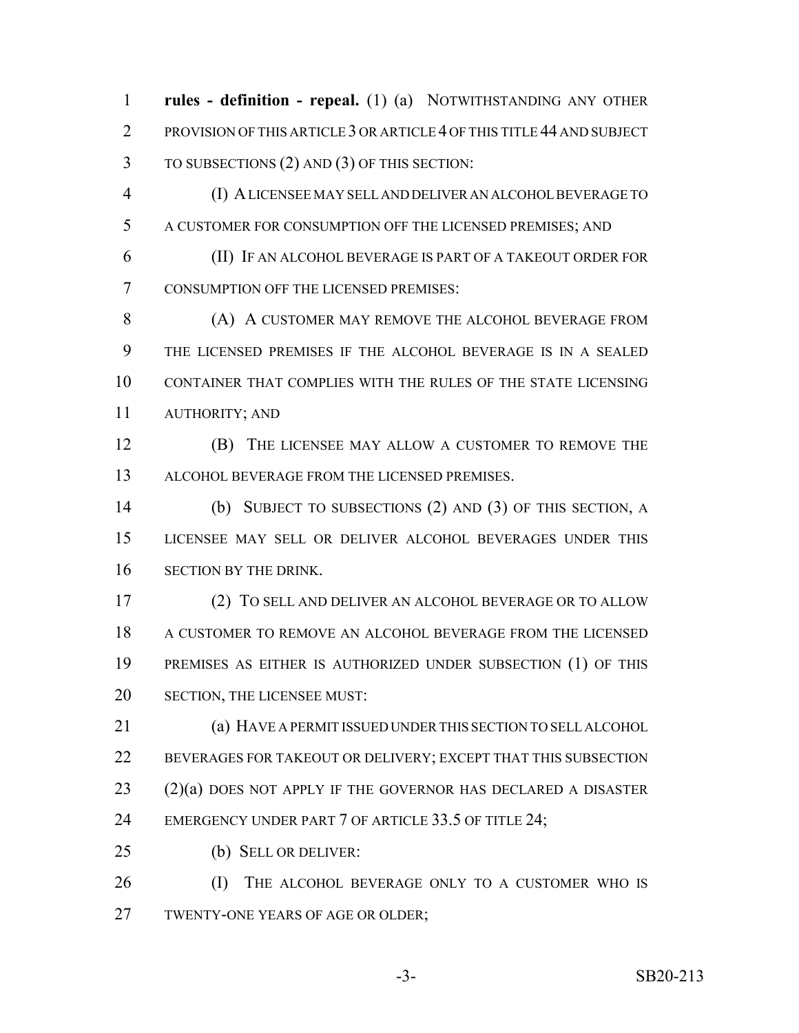**rules - definition - repeal.** (1) (a) NOTWITHSTANDING ANY OTHER PROVISION OF THIS ARTICLE 3 OR ARTICLE 4 OF THIS TITLE 44 AND SUBJECT TO SUBSECTIONS (2) AND (3) OF THIS SECTION:

(I) A LICENSEE MAY SELL AND DELIVER AN ALCOHOL BEVERAGE TO A CUSTOMER FOR CONSUMPTION OFF THE LICENSED PREMISES; AND

(II) IF AN ALCOHOL BEVERAGE IS PART OF A TAKEOUT ORDER FOR CONSUMPTION OFF THE LICENSED PREMISES:

(A) A CUSTOMER MAY REMOVE THE ALCOHOL BEVERAGE FROM THE LICENSED PREMISES IF THE ALCOHOL BEVERAGE IS IN A SEALED CONTAINER THAT COMPLIES WITH THE RULES OF THE STATE LICENSING AUTHORITY; AND

(B) THE LICENSEE MAY ALLOW A CUSTOMER TO REMOVE THE ALCOHOL BEVERAGE FROM THE LICENSED PREMISES.

(b) SUBJECT TO SUBSECTIONS (2) AND (3) OF THIS SECTION, A LICENSEE MAY SELL OR DELIVER ALCOHOL BEVERAGES UNDER THIS SECTION BY THE DRINK.

(2) TO SELL AND DELIVER AN ALCOHOL BEVERAGE OR TO ALLOW A CUSTOMER TO REMOVE AN ALCOHOL BEVERAGE FROM THE LICENSED PREMISES AS EITHER IS AUTHORIZED UNDER SUBSECTION (1) OF THIS SECTION, THE LICENSEE MUST:

(a) HAVE A PERMIT ISSUED UNDER THIS SECTION TO SELL ALCOHOL BEVERAGES FOR TAKEOUT OR DELIVERY; EXCEPT THAT THIS SUBSECTION (2)(a) DOES NOT APPLY IF THE GOVERNOR HAS DECLARED A DISASTER EMERGENCY UNDER PART 7 OF ARTICLE 33.5 OF TITLE 24;

(b) SELL OR DELIVER:

(I) THE ALCOHOL BEVERAGE ONLY TO A CUSTOMER WHO IS TWENTY-ONE YEARS OF AGE OR OLDER;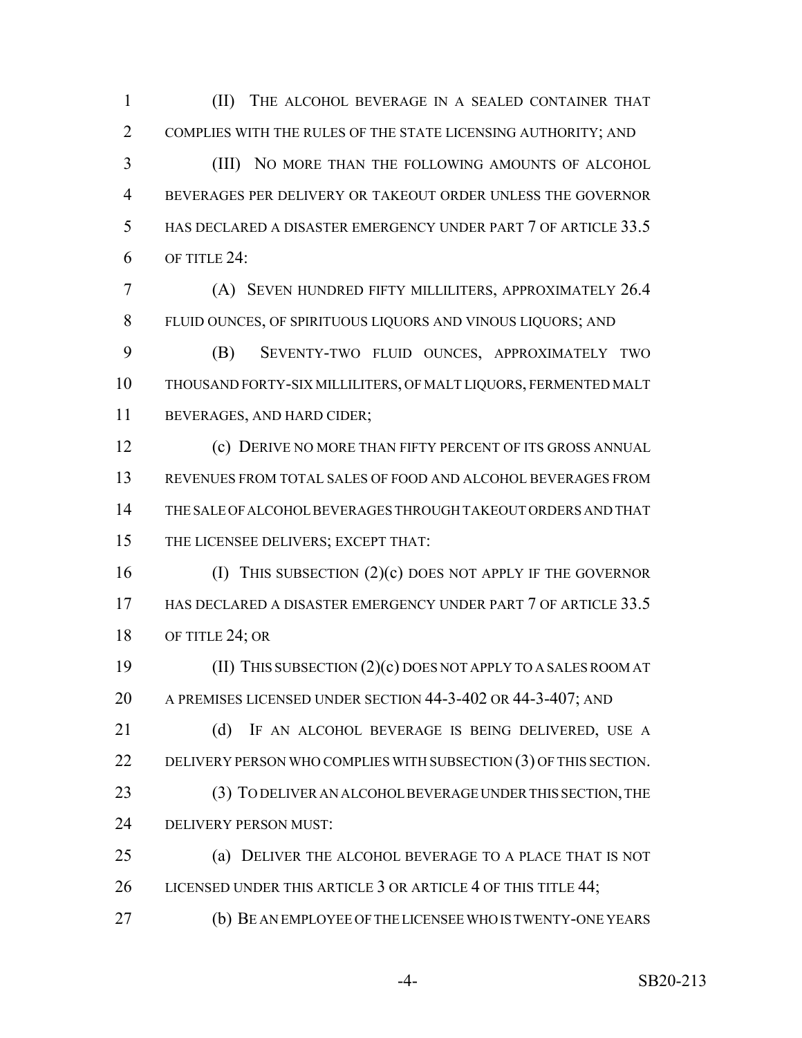(II) THE ALCOHOL BEVERAGE IN A SEALED CONTAINER THAT COMPLIES WITH THE RULES OF THE STATE LICENSING AUTHORITY; AND

(III) NO MORE THAN THE FOLLOWING AMOUNTS OF ALCOHOL BEVERAGES PER DELIVERY OR TAKEOUT ORDER UNLESS THE GOVERNOR HAS DECLARED A DISASTER EMERGENCY UNDER PART 7 OF ARTICLE 33.5 OF TITLE 24:

(A) SEVEN HUNDRED FIFTY MILLILITERS, APPROXIMATELY 26.4 FLUID OUNCES, OF SPIRITUOUS LIQUORS AND VINOUS LIQUORS; AND

(B) SEVENTY-TWO FLUID OUNCES, APPROXIMATELY TWO THOUSAND FORTY-SIX MILLILITERS, OF MALT LIQUORS, FERMENTED MALT BEVERAGES, AND HARD CIDER;

(c) DERIVE NO MORE THAN FIFTY PERCENT OF ITS GROSS ANNUAL REVENUES FROM TOTAL SALES OF FOOD AND ALCOHOL BEVERAGES FROM THE SALE OF ALCOHOL BEVERAGES THROUGH TAKEOUT ORDERS AND THAT THE LICENSEE DELIVERS; EXCEPT THAT:

(I) THIS SUBSECTION (2)(c) DOES NOT APPLY IF THE GOVERNOR HAS DECLARED A DISASTER EMERGENCY UNDER PART 7 OF ARTICLE 33.5 OF TITLE 24; OR

(II) THIS SUBSECTION (2)(c) DOES NOT APPLY TO A SALES ROOM AT A PREMISES LICENSED UNDER SECTION 44-3-402 OR 44-3-407; AND

(d) IF AN ALCOHOL BEVERAGE IS BEING DELIVERED, USE A DELIVERY PERSON WHO COMPLIES WITH SUBSECTION (3) OF THIS SECTION.

(3) TO DELIVER AN ALCOHOL BEVERAGE UNDER THIS SECTION, THE DELIVERY PERSON MUST:

(a) DELIVER THE ALCOHOL BEVERAGE TO A PLACE THAT IS NOT LICENSED UNDER THIS ARTICLE 3 OR ARTICLE 4 OF THIS TITLE 44;

(b) BE AN EMPLOYEE OF THE LICENSEE WHO IS TWENTY-ONE YEARS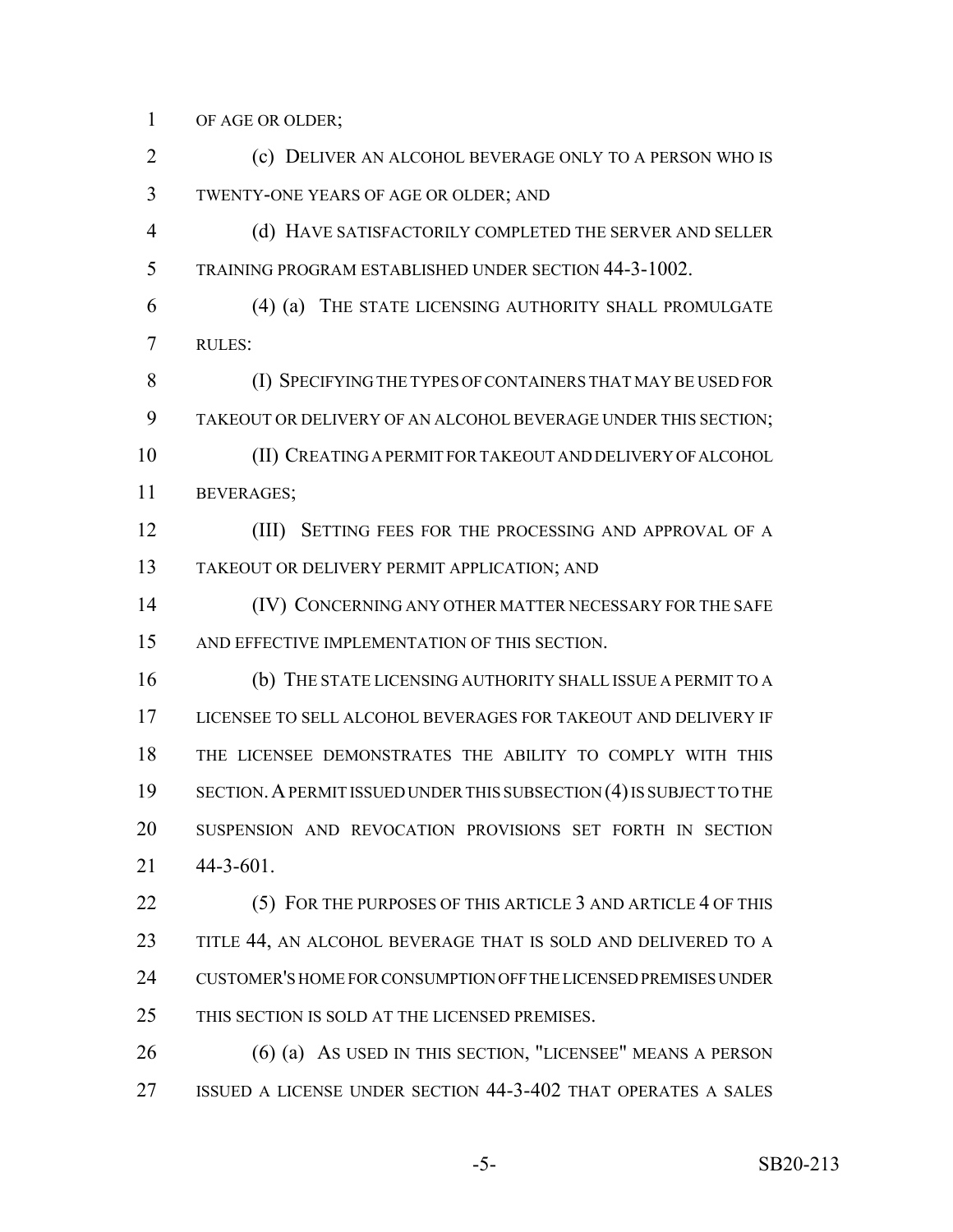OF AGE OR OLDER;

(c) DELIVER AN ALCOHOL BEVERAGE ONLY TO A PERSON WHO IS TWENTY-ONE YEARS OF AGE OR OLDER; AND

(d) HAVE SATISFACTORILY COMPLETED THE SERVER AND SELLER TRAINING PROGRAM ESTABLISHED UNDER SECTION 44-3-1002.

(4) (a) THE STATE LICENSING AUTHORITY SHALL PROMULGATE RULES:

(I) SPECIFYING THE TYPES OF CONTAINERS THAT MAY BE USED FOR TAKEOUT OR DELIVERY OF AN ALCOHOL BEVERAGE UNDER THIS SECTION;

(II) CREATING A PERMIT FOR TAKEOUT AND DELIVERY OF ALCOHOL BEVERAGES;

(III) SETTING FEES FOR THE PROCESSING AND APPROVAL OF A TAKEOUT OR DELIVERY PERMIT APPLICATION; AND

(IV) CONCERNING ANY OTHER MATTER NECESSARY FOR THE SAFE AND EFFECTIVE IMPLEMENTATION OF THIS SECTION.

(b) THE STATE LICENSING AUTHORITY SHALL ISSUE A PERMIT TO A LICENSEE TO SELL ALCOHOL BEVERAGES FOR TAKEOUT AND DELIVERY IF THE LICENSEE DEMONSTRATES THE ABILITY TO COMPLY WITH THIS SECTION. A PERMIT ISSUED UNDER THIS SUBSECTION (4) IS SUBJECT TO THE SUSPENSION AND REVOCATION PROVISIONS SET FORTH IN SECTION 44-3-601.

(5) FOR THE PURPOSES OF THIS ARTICLE 3 AND ARTICLE 4 OF THIS TITLE 44, AN ALCOHOL BEVERAGE THAT IS SOLD AND DELIVERED TO A CUSTOMER'S HOME FOR CONSUMPTION OFF THE LICENSED PREMISES UNDER THIS SECTION IS SOLD AT THE LICENSED PREMISES.

(6) (a) AS USED IN THIS SECTION, "LICENSEE" MEANS A PERSON ISSUED A LICENSE UNDER SECTION 44-3-402 THAT OPERATES A SALES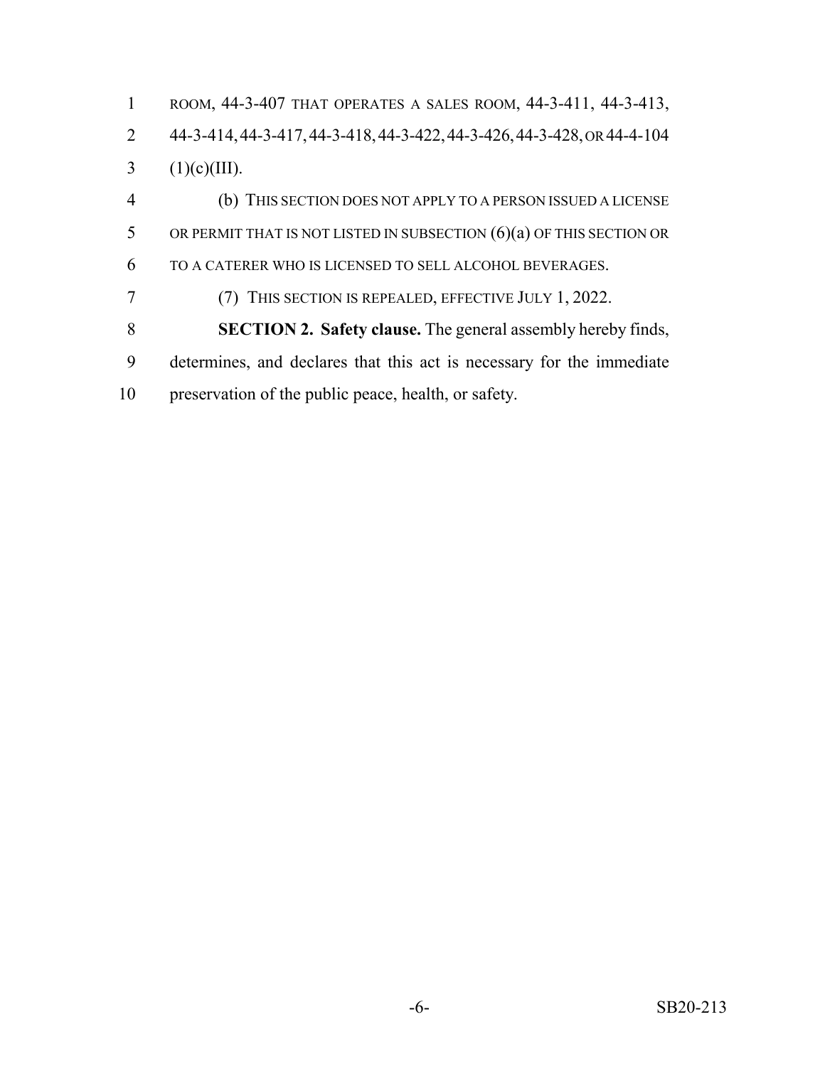ROOM, 44-3-407 THAT OPERATES A SALES ROOM, 44-3-411, 44-3-413, 44-3-414, 44-3-417, 44-3-418, 44-3-422, 44-3-426, 44-3-428, OR 44-4-104 (1)(c)(III).

(b) THIS SECTION DOES NOT APPLY TO A PERSON ISSUED A LICENSE OR PERMIT THAT IS NOT LISTED IN SUBSECTION (6)(a) OF THIS SECTION OR TO A CATERER WHO IS LICENSED TO SELL ALCOHOL BEVERAGES.

(7) THIS SECTION IS REPEALED, EFFECTIVE JULY 1, 2022.

**SECTION 2. Safety clause.** The general assembly hereby finds, determines, and declares that this act is necessary for the immediate preservation of the public peace, health, or safety.